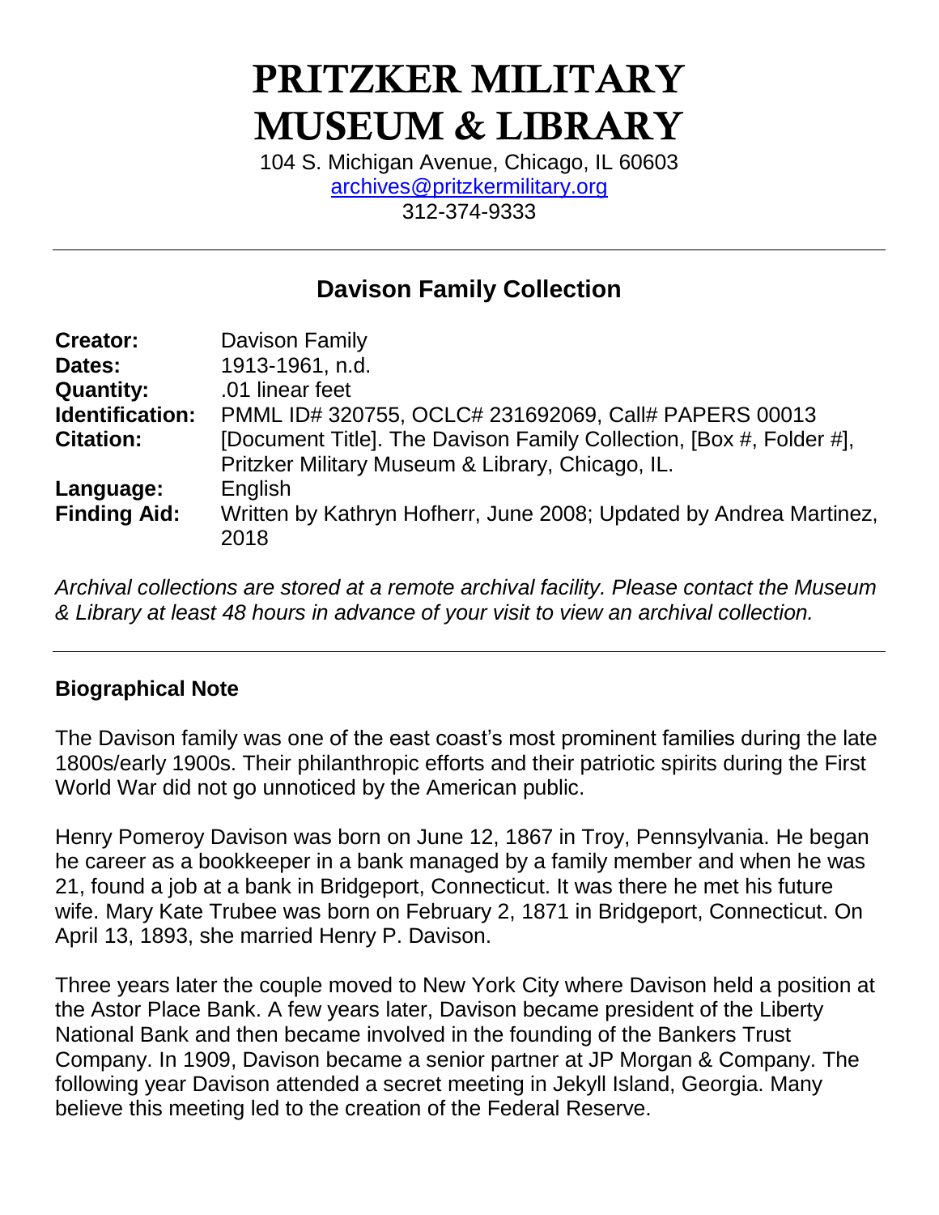# PRITZKER MILITARY MUSEUM & LIBRARY

104 S. Michigan Avenue, Chicago, IL 60603
archives@pritzkermilitary.org
312-374-9333

## Davison Family Collection

| | |
|---|---|
| **Creator:** | Davison Family |
| **Dates:** | 1913-1961, n.d. |
| **Quantity:** | .01 linear feet |
| **Identification:** | PMML ID# 320755, OCLC# 231692069, Call# PAPERS 00013 |
| **Citation:** | [Document Title]. The Davison Family Collection, [Box #, Folder #], Pritzker Military Museum & Library, Chicago, IL. |
| **Language:** | English |
| **Finding Aid:** | Written by Kathryn Hofherr, June 2008; Updated by Andrea Martinez, 2018 |

*Archival collections are stored at a remote archival facility. Please contact the Museum & Library at least 48 hours in advance of your visit to view an archival collection.*

### Biographical Note

The Davison family was one of the east coast's most prominent families during the late 1800s/early 1900s. Their philanthropic efforts and their patriotic spirits during the First World War did not go unnoticed by the American public.

Henry Pomeroy Davison was born on June 12, 1867 in Troy, Pennsylvania. He began he career as a bookkeeper in a bank managed by a family member and when he was 21, found a job at a bank in Bridgeport, Connecticut. It was there he met his future wife. Mary Kate Trubee was born on February 2, 1871 in Bridgeport, Connecticut. On April 13, 1893, she married Henry P. Davison.

Three years later the couple moved to New York City where Davison held a position at the Astor Place Bank. A few years later, Davison became president of the Liberty National Bank and then became involved in the founding of the Bankers Trust Company. In 1909, Davison became a senior partner at JP Morgan & Company. The following year Davison attended a secret meeting in Jekyll Island, Georgia. Many believe this meeting led to the creation of the Federal Reserve.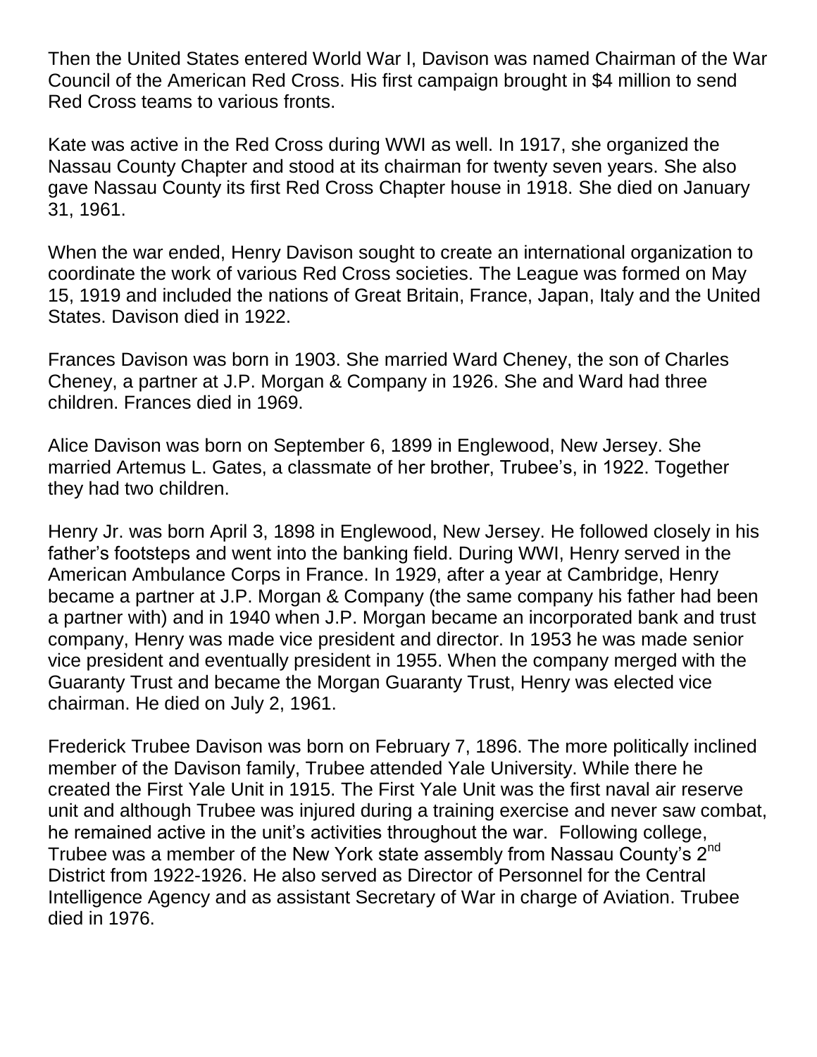Then the United States entered World War I, Davison was named Chairman of the War Council of the American Red Cross. His first campaign brought in $4 million to send Red Cross teams to various fronts.

Kate was active in the Red Cross during WWI as well. In 1917, she organized the Nassau County Chapter and stood at its chairman for twenty seven years. She also gave Nassau County its first Red Cross Chapter house in 1918. She died on January 31, 1961.

When the war ended, Henry Davison sought to create an international organization to coordinate the work of various Red Cross societies. The League was formed on May 15, 1919 and included the nations of Great Britain, France, Japan, Italy and the United States. Davison died in 1922.

Frances Davison was born in 1903. She married Ward Cheney, the son of Charles Cheney, a partner at J.P. Morgan & Company in 1926. She and Ward had three children. Frances died in 1969.

Alice Davison was born on September 6, 1899 in Englewood, New Jersey. She married Artemus L. Gates, a classmate of her brother, Trubee's, in 1922. Together they had two children.

Henry Jr. was born April 3, 1898 in Englewood, New Jersey. He followed closely in his father's footsteps and went into the banking field. During WWI, Henry served in the American Ambulance Corps in France. In 1929, after a year at Cambridge, Henry became a partner at J.P. Morgan & Company (the same company his father had been a partner with) and in 1940 when J.P. Morgan became an incorporated bank and trust company, Henry was made vice president and director. In 1953 he was made senior vice president and eventually president in 1955. When the company merged with the Guaranty Trust and became the Morgan Guaranty Trust, Henry was elected vice chairman. He died on July 2, 1961.

Frederick Trubee Davison was born on February 7, 1896. The more politically inclined member of the Davison family, Trubee attended Yale University. While there he created the First Yale Unit in 1915. The First Yale Unit was the first naval air reserve unit and although Trubee was injured during a training exercise and never saw combat, he remained active in the unit's activities throughout the war. Following college, Trubee was a member of the New York state assembly from Nassau County's 2nd District from 1922-1926. He also served as Director of Personnel for the Central Intelligence Agency and as assistant Secretary of War in charge of Aviation. Trubee died in 1976.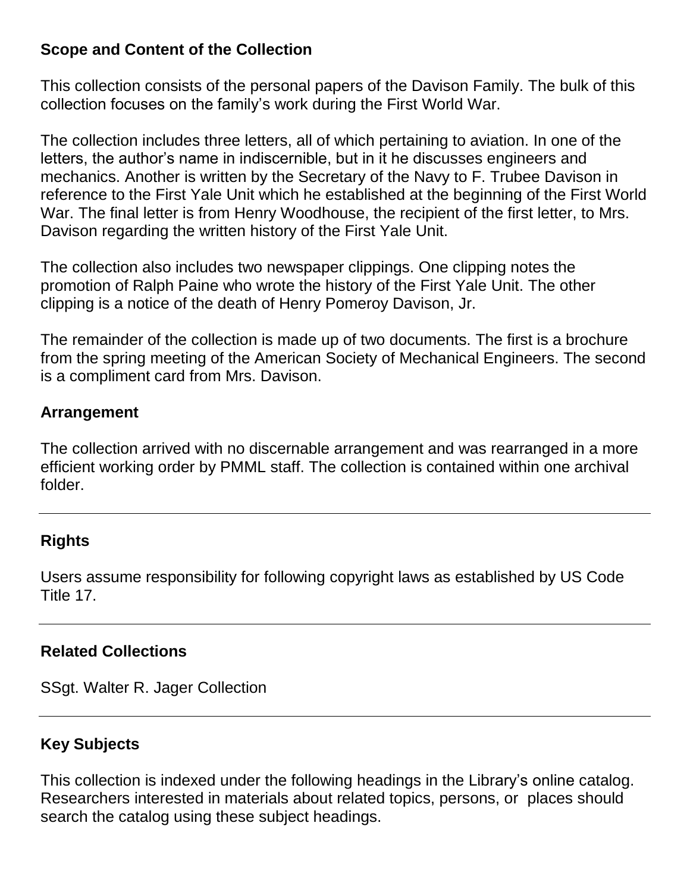## Scope and Content of the Collection

This collection consists of the personal papers of the Davison Family. The bulk of this collection focuses on the family's work during the First World War.

The collection includes three letters, all of which pertaining to aviation. In one of the letters, the author's name in indiscernible, but in it he discusses engineers and mechanics. Another is written by the Secretary of the Navy to F. Trubee Davison in reference to the First Yale Unit which he established at the beginning of the First World War. The final letter is from Henry Woodhouse, the recipient of the first letter, to Mrs. Davison regarding the written history of the First Yale Unit.

The collection also includes two newspaper clippings. One clipping notes the promotion of Ralph Paine who wrote the history of the First Yale Unit. The other clipping is a notice of the death of Henry Pomeroy Davison, Jr.

The remainder of the collection is made up of two documents. The first is a brochure from the spring meeting of the American Society of Mechanical Engineers. The second is a compliment card from Mrs. Davison.

## Arrangement

The collection arrived with no discernable arrangement and was rearranged in a more efficient working order by PMML staff. The collection is contained within one archival folder.

---

## Rights

Users assume responsibility for following copyright laws as established by US Code Title 17.

---

## Related Collections

SSgt. Walter R. Jager Collection

---

## Key Subjects

This collection is indexed under the following headings in the Library's online catalog. Researchers interested in materials about related topics, persons, or places should search the catalog using these subject headings.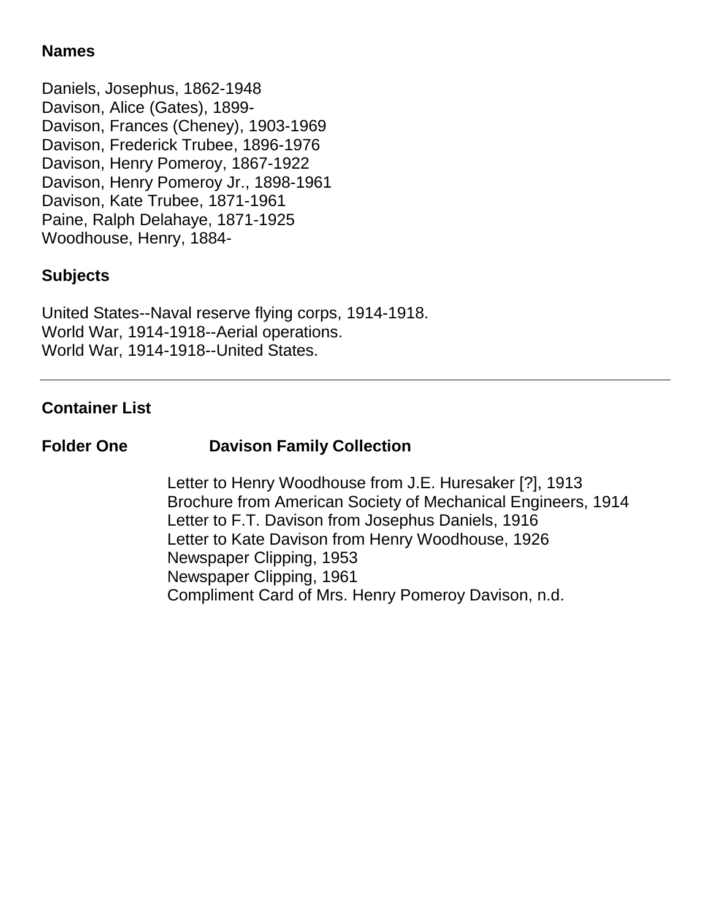**Names**

Daniels, Josephus, 1862-1948
Davison, Alice (Gates), 1899-
Davison, Frances (Cheney), 1903-1969
Davison, Frederick Trubee, 1896-1976
Davison, Henry Pomeroy, 1867-1922
Davison, Henry Pomeroy Jr., 1898-1961
Davison, Kate Trubee, 1871-1961
Paine, Ralph Delahaye, 1871-1925
Woodhouse, Henry, 1884-

**Subjects**

United States--Naval reserve flying corps, 1914-1918.
World War, 1914-1918--Aerial operations.
World War, 1914-1918--United States.

---

**Container List**

**Folder One** **Davison Family Collection**

Letter to Henry Woodhouse from J.E. Huresaker [?], 1913
Brochure from American Society of Mechanical Engineers, 1914
Letter to F.T. Davison from Josephus Daniels, 1916
Letter to Kate Davison from Henry Woodhouse, 1926
Newspaper Clipping, 1953
Newspaper Clipping, 1961
Compliment Card of Mrs. Henry Pomeroy Davison, n.d.